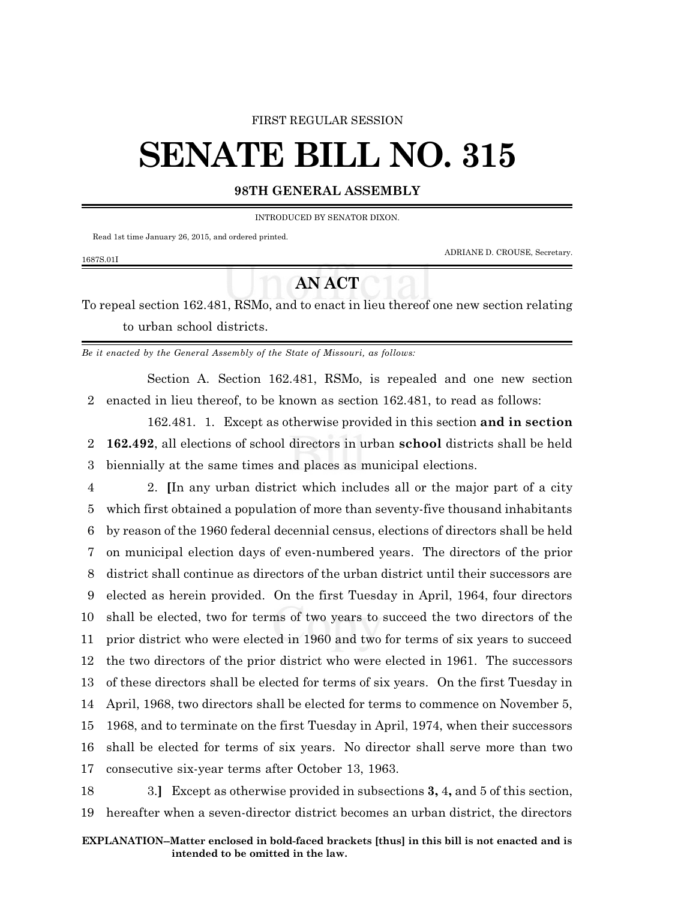FIRST REGULAR SESSION

# SENATE BILL NO. 315

## 98TH GENERAL ASSEMBLY

INTRODUCED BY SENATOR DIXON.

Read 1st time January 26, 2015, and ordered printed.

ADRIANE D. CROUSE, Secretary.

1687S.01I

## AN ACT

To repeal section 162.481, RSMo, and to enact in lieu thereof one new section relating to urban school districts.

*Be it enacted by the General Assembly of the State of Missouri, as follows:*

Section A. Section 162.481, RSMo, is repealed and one new section enacted in lieu thereof, to be known as section 162.481, to read as follows:

162.481. 1. Except as otherwise provided in this section **and in section 162.492**, all elections of school directors in urban **school** districts shall be held biennially at the same times and places as municipal elections.

2. **[**In any urban district which includes all or the major part of a city which first obtained a population of more than seventy-five thousand inhabitants by reason of the 1960 federal decennial census, elections of directors shall be held on municipal election days of even-numbered years. The directors of the prior district shall continue as directors of the urban district until their successors are elected as herein provided. On the first Tuesday in April, 1964, four directors shall be elected, two for terms of two years to succeed the two directors of the prior district who were elected in 1960 and two for terms of six years to succeed the two directors of the prior district who were elected in 1961. The successors of these directors shall be elected for terms of six years. On the first Tuesday in April, 1968, two directors shall be elected for terms to commence on November 5, 1968, and to terminate on the first Tuesday in April, 1974, when their successors shall be elected for terms of six years. No director shall serve more than two consecutive six-year terms after October 13, 1963.

3.**]** Except as otherwise provided in subsections **3,** 4**,** and 5 of this section, hereafter when a seven-director district becomes an urban district, the directors

**EXPLANATION–Matter enclosed in bold-faced brackets [thus] in this bill is not enacted and is intended to be omitted in the law.**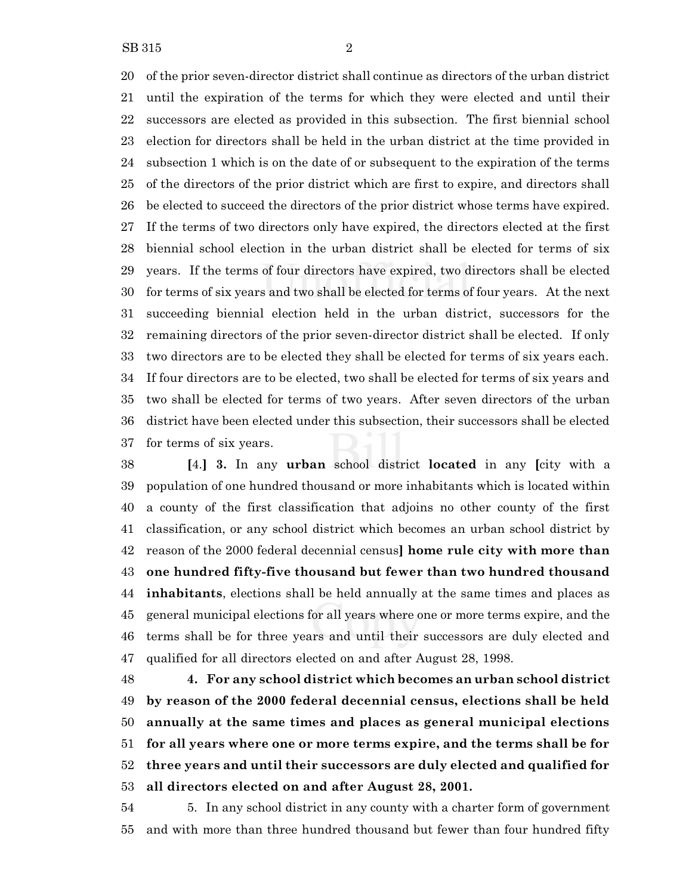of the prior seven-director district shall continue as directors of the urban district until the expiration of the terms for which they were elected and until their successors are elected as provided in this subsection. The first biennial school election for directors shall be held in the urban district at the time provided in subsection 1 which is on the date of or subsequent to the expiration of the terms of the directors of the prior district which are first to expire, and directors shall be elected to succeed the directors of the prior district whose terms have expired. If the terms of two directors only have expired, the directors elected at the first biennial school election in the urban district shall be elected for terms of six years. If the terms of four directors have expired, two directors shall be elected for terms of six years and two shall be elected for terms of four years. At the next succeeding biennial election held in the urban district, successors for the remaining directors of the prior seven-director district shall be elected. If only two directors are to be elected they shall be elected for terms of six years each. If four directors are to be elected, two shall be elected for terms of six years and two shall be elected for terms of two years. After seven directors of the urban district have been elected under this subsection, their successors shall be elected for terms of six years.

[4.] **3.** In any **urban** school district **located** in any [city with a population of one hundred thousand or more inhabitants which is located within a county of the first classification that adjoins no other county of the first classification, or any school district which becomes an urban school district by reason of the 2000 federal decennial census] **home rule city with more than one hundred fifty-five thousand but fewer than two hundred thousand inhabitants**, elections shall be held annually at the same times and places as general municipal elections for all years where one or more terms expire, and the terms shall be for three years and until their successors are duly elected and qualified for all directors elected on and after August 28, 1998.

**4. For any school district which becomes an urban school district by reason of the 2000 federal decennial census, elections shall be held annually at the same times and places as general municipal elections for all years where one or more terms expire, and the terms shall be for three years and until their successors are duly elected and qualified for all directors elected on and after August 28, 2001.**

5. In any school district in any county with a charter form of government and with more than three hundred thousand but fewer than four hundred fifty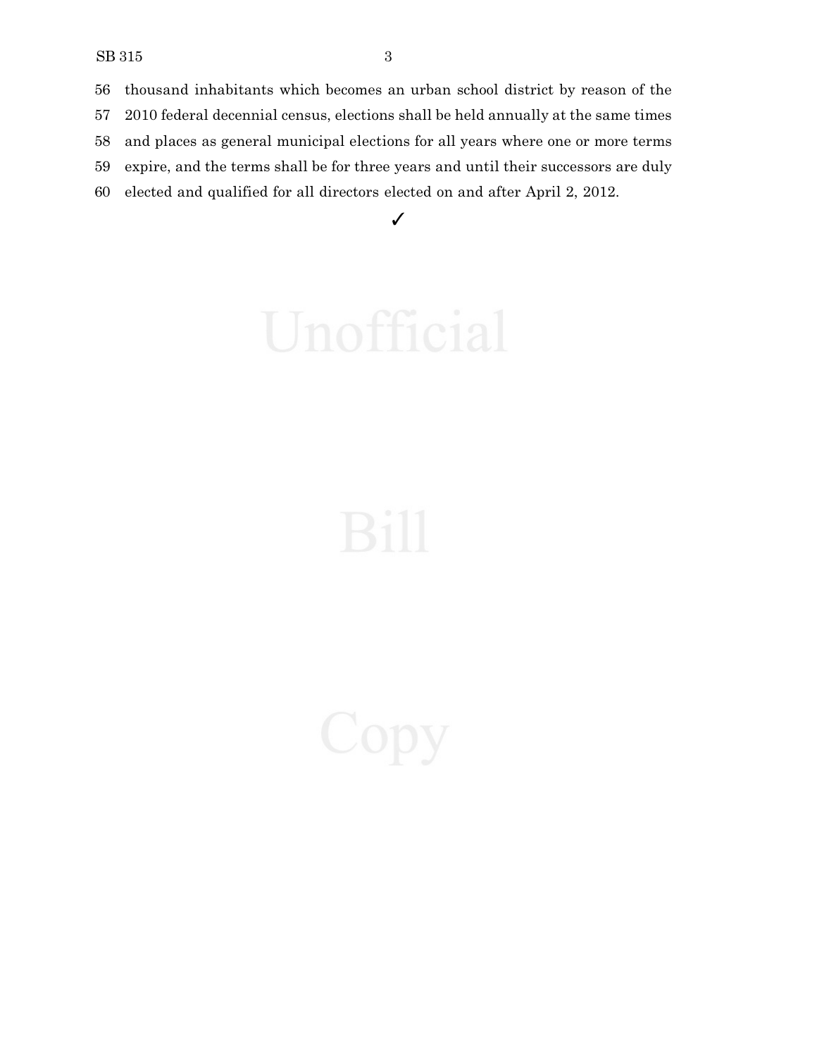56 thousand inhabitants which becomes an urban school district by reason of the
57 2010 federal decennial census, elections shall be held annually at the same times
58 and places as general municipal elections for all years where one or more terms
59 expire, and the terms shall be for three years and until their successors are duly
60 elected and qualified for all directors elected on and after April 2, 2012.

✓